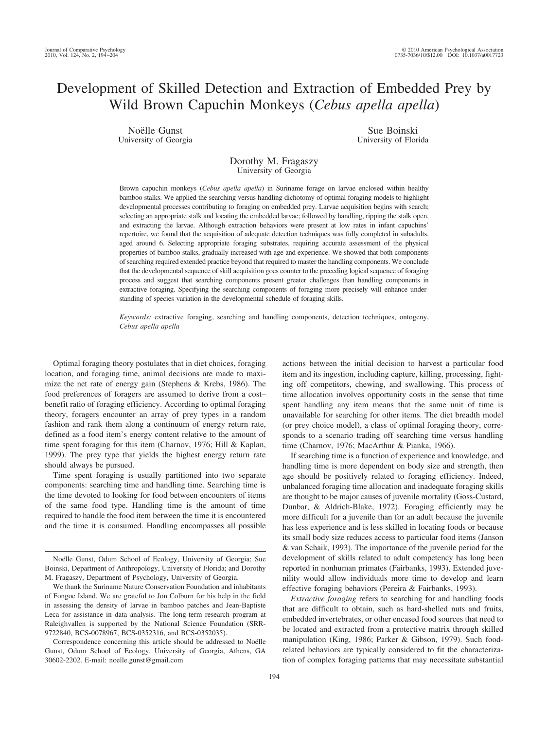# Development of Skilled Detection and Extraction of Embedded Prey by Wild Brown Capuchin Monkeys (*Cebus apella apella*)

Noëlle Gunst
University of Georgia

Sue Boinski
University of Florida

Dorothy M. Fragaszy
University of Georgia

Brown capuchin monkeys (*Cebus apella apella*) in Suriname forage on larvae enclosed within healthy bamboo stalks. We applied the searching versus handling dichotomy of optimal foraging models to highlight developmental processes contributing to foraging on embedded prey. Larvae acquisition begins with search; selecting an appropriate stalk and locating the embedded larvae; followed by handling, ripping the stalk open, and extracting the larvae. Although extraction behaviors were present at low rates in infant capuchins' repertoire, we found that the acquisition of adequate detection techniques was fully completed in subadults, aged around 6. Selecting appropriate foraging substrates, requiring accurate assessment of the physical properties of bamboo stalks, gradually increased with age and experience. We showed that both components of searching required extended practice beyond that required to master the handling components. We conclude that the developmental sequence of skill acquisition goes counter to the preceding logical sequence of foraging process and suggest that searching components present greater challenges than handling components in extractive foraging. Specifying the searching components of foraging more precisely will enhance understanding of species variation in the developmental schedule of foraging skills.

*Keywords:* extractive foraging, searching and handling components, detection techniques, ontogeny, *Cebus apella apella*

Optimal foraging theory postulates that in diet choices, foraging location, and foraging time, animal decisions are made to maximize the net rate of energy gain (Stephens & Krebs, 1986). The food preferences of foragers are assumed to derive from a cost–benefit ratio of foraging efficiency. According to optimal foraging theory, foragers encounter an array of prey types in a random fashion and rank them along a continuum of energy return rate, defined as a food item's energy content relative to the amount of time spent foraging for this item (Charnov, 1976; Hill & Kaplan, 1999). The prey type that yields the highest energy return rate should always be pursued.

Time spent foraging is usually partitioned into two separate components: searching time and handling time. Searching time is the time devoted to looking for food between encounters of items of the same food type. Handling time is the amount of time required to handle the food item between the time it is encountered and the time it is consumed. Handling encompasses all possible actions between the initial decision to harvest a particular food item and its ingestion, including capture, killing, processing, fighting off competitors, chewing, and swallowing. This process of time allocation involves opportunity costs in the sense that time spent handling any item means that the same unit of time is unavailable for searching for other items. The diet breadth model (or prey choice model), a class of optimal foraging theory, corresponds to a scenario trading off searching time versus handling time (Charnov, 1976; MacArthur & Pianka, 1966).

If searching time is a function of experience and knowledge, and handling time is more dependent on body size and strength, then age should be positively related to foraging efficiency. Indeed, unbalanced foraging time allocation and inadequate foraging skills are thought to be major causes of juvenile mortality (Goss-Custard, Dunbar, & Aldrich-Blake, 1972). Foraging efficiently may be more difficult for a juvenile than for an adult because the juvenile has less experience and is less skilled in locating foods or because its small body size reduces access to particular food items (Janson & van Schaik, 1993). The importance of the juvenile period for the development of skills related to adult competency has long been reported in nonhuman primates (Fairbanks, 1993). Extended juvenility would allow individuals more time to develop and learn effective foraging behaviors (Pereira & Fairbanks, 1993).

*Extractive foraging* refers to searching for and handling foods that are difficult to obtain, such as hard-shelled nuts and fruits, embedded invertebrates, or other encased food sources that need to be located and extracted from a protective matrix through skilled manipulation (King, 1986; Parker & Gibson, 1979). Such food-related behaviors are typically considered to fit the characterization of complex foraging patterns that may necessitate substantial

Noëlle Gunst, Odum School of Ecology, University of Georgia; Sue Boinski, Department of Anthropology, University of Florida; and Dorothy M. Fragaszy, Department of Psychology, University of Georgia.

We thank the Suriname Nature Conservation Foundation and inhabitants of Fongoe Island. We are grateful to Jon Colburn for his help in the field in assessing the density of larvae in bamboo patches and Jean-Baptiste Leca for assistance in data analysis. The long-term research program at Raleighvallen is supported by the National Science Foundation (SRR-9722840, BCS-0078967, BCS-0352316, and BCS-0352035).

Correspondence concerning this article should be addressed to Noëlle Gunst, Odum School of Ecology, University of Georgia, Athens, GA 30602-2202. E-mail: noelle.gunst@gmail.com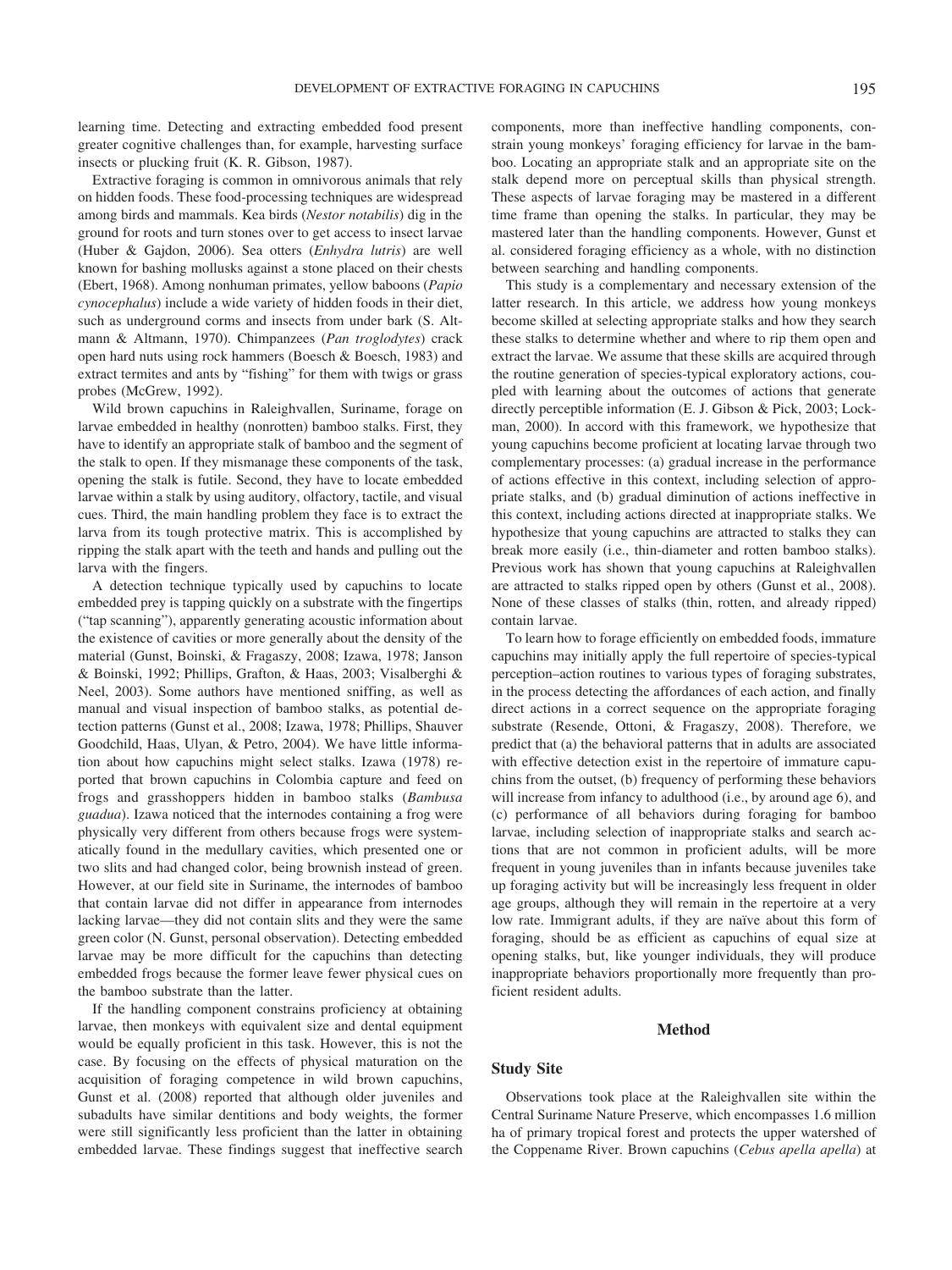learning time. Detecting and extracting embedded food present greater cognitive challenges than, for example, harvesting surface insects or plucking fruit (K. R. Gibson, 1987).

Extractive foraging is common in omnivorous animals that rely on hidden foods. These food-processing techniques are widespread among birds and mammals. Kea birds (*Nestor notabilis*) dig in the ground for roots and turn stones over to get access to insect larvae (Huber & Gajdon, 2006). Sea otters (*Enhydra lutris*) are well known for bashing mollusks against a stone placed on their chests (Ebert, 1968). Among nonhuman primates, yellow baboons (*Papio cynocephalus*) include a wide variety of hidden foods in their diet, such as underground corms and insects from under bark (S. Altmann & Altmann, 1970). Chimpanzees (*Pan troglodytes*) crack open hard nuts using rock hammers (Boesch & Boesch, 1983) and extract termites and ants by "fishing" for them with twigs or grass probes (McGrew, 1992).

Wild brown capuchins in Raleighvallen, Suriname, forage on larvae embedded in healthy (nonrotten) bamboo stalks. First, they have to identify an appropriate stalk of bamboo and the segment of the stalk to open. If they mismanage these components of the task, opening the stalk is futile. Second, they have to locate embedded larvae within a stalk by using auditory, olfactory, tactile, and visual cues. Third, the main handling problem they face is to extract the larva from its tough protective matrix. This is accomplished by ripping the stalk apart with the teeth and hands and pulling out the larva with the fingers.

A detection technique typically used by capuchins to locate embedded prey is tapping quickly on a substrate with the fingertips ("tap scanning"), apparently generating acoustic information about the existence of cavities or more generally about the density of the material (Gunst, Boinski, & Fragaszy, 2008; Izawa, 1978; Janson & Boinski, 1992; Phillips, Grafton, & Haas, 2003; Visalberghi & Neel, 2003). Some authors have mentioned sniffing, as well as manual and visual inspection of bamboo stalks, as potential detection patterns (Gunst et al., 2008; Izawa, 1978; Phillips, Shauver Goodchild, Haas, Ulyan, & Petro, 2004). We have little information about how capuchins might select stalks. Izawa (1978) reported that brown capuchins in Colombia capture and feed on frogs and grasshoppers hidden in bamboo stalks (*Bambusa guadua*). Izawa noticed that the internodes containing a frog were physically very different from others because frogs were systematically found in the medullary cavities, which presented one or two slits and had changed color, being brownish instead of green. However, at our field site in Suriname, the internodes of bamboo that contain larvae did not differ in appearance from internodes lacking larvae—they did not contain slits and they were the same green color (N. Gunst, personal observation). Detecting embedded larvae may be more difficult for the capuchins than detecting embedded frogs because the former leave fewer physical cues on the bamboo substrate than the latter.

If the handling component constrains proficiency at obtaining larvae, then monkeys with equivalent size and dental equipment would be equally proficient in this task. However, this is not the case. By focusing on the effects of physical maturation on the acquisition of foraging competence in wild brown capuchins, Gunst et al. (2008) reported that although older juveniles and subadults have similar dentitions and body weights, the former were still significantly less proficient than the latter in obtaining embedded larvae. These findings suggest that ineffective search components, more than ineffective handling components, constrain young monkeys' foraging efficiency for larvae in the bamboo. Locating an appropriate stalk and an appropriate site on the stalk depend more on perceptual skills than physical strength. These aspects of larvae foraging may be mastered in a different time frame than opening the stalks. In particular, they may be mastered later than the handling components. However, Gunst et al. considered foraging efficiency as a whole, with no distinction between searching and handling components.

This study is a complementary and necessary extension of the latter research. In this article, we address how young monkeys become skilled at selecting appropriate stalks and how they search these stalks to determine whether and where to rip them open and extract the larvae. We assume that these skills are acquired through the routine generation of species-typical exploratory actions, coupled with learning about the outcomes of actions that generate directly perceptible information (E. J. Gibson & Pick, 2003; Lockman, 2000). In accord with this framework, we hypothesize that young capuchins become proficient at locating larvae through two complementary processes: (a) gradual increase in the performance of actions effective in this context, including selection of appropriate stalks, and (b) gradual diminution of actions ineffective in this context, including actions directed at inappropriate stalks. We hypothesize that young capuchins are attracted to stalks they can break more easily (i.e., thin-diameter and rotten bamboo stalks). Previous work has shown that young capuchins at Raleighvallen are attracted to stalks ripped open by others (Gunst et al., 2008). None of these classes of stalks (thin, rotten, and already ripped) contain larvae.

To learn how to forage efficiently on embedded foods, immature capuchins may initially apply the full repertoire of species-typical perception–action routines to various types of foraging substrates, in the process detecting the affordances of each action, and finally direct actions in a correct sequence on the appropriate foraging substrate (Resende, Ottoni, & Fragaszy, 2008). Therefore, we predict that (a) the behavioral patterns that in adults are associated with effective detection exist in the repertoire of immature capuchins from the outset, (b) frequency of performing these behaviors will increase from infancy to adulthood (i.e., by around age 6), and (c) performance of all behaviors during foraging for bamboo larvae, including selection of inappropriate stalks and search actions that are not common in proficient adults, will be more frequent in young juveniles than in infants because juveniles take up foraging activity but will be increasingly less frequent in older age groups, although they will remain in the repertoire at a very low rate. Immigrant adults, if they are naïve about this form of foraging, should be as efficient as capuchins of equal size at opening stalks, but, like younger individuals, they will produce inappropriate behaviors proportionally more frequently than proficient resident adults.

## Method

### Study Site

Observations took place at the Raleighvallen site within the Central Suriname Nature Preserve, which encompasses 1.6 million ha of primary tropical forest and protects the upper watershed of the Coppename River. Brown capuchins (*Cebus apella apella*) at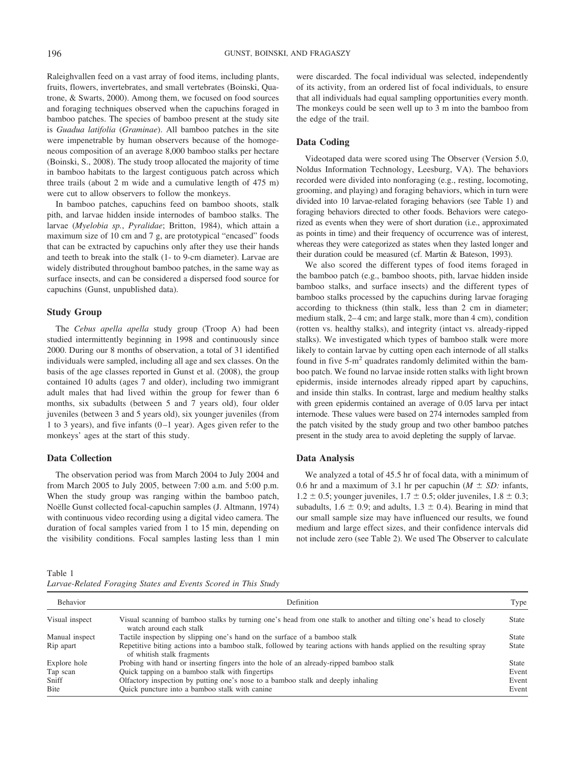Raleighvallen feed on a vast array of food items, including plants, fruits, flowers, invertebrates, and small vertebrates (Boinski, Quatrone, & Swarts, 2000). Among them, we focused on food sources and foraging techniques observed when the capuchins foraged in bamboo patches. The species of bamboo present at the study site is *Guadua latifolia* (*Graminae*). All bamboo patches in the site were impenetrable by human observers because of the homogeneous composition of an average 8,000 bamboo stalks per hectare (Boinski, S., 2008). The study troop allocated the majority of time in bamboo habitats to the largest contiguous patch across which three trails (about 2 m wide and a cumulative length of 475 m) were cut to allow observers to follow the monkeys.

In bamboo patches, capuchins feed on bamboo shoots, stalk pith, and larvae hidden inside internodes of bamboo stalks. The larvae (*Myelobia sp.*, *Pyralidae*; Britton, 1984), which attain a maximum size of 10 cm and 7 g, are prototypical "encased" foods that can be extracted by capuchins only after they use their hands and teeth to break into the stalk (1- to 9-cm diameter). Larvae are widely distributed throughout bamboo patches, in the same way as surface insects, and can be considered a dispersed food source for capuchins (Gunst, unpublished data).

## Study Group

The *Cebus apella apella* study group (Troop A) had been studied intermittently beginning in 1998 and continuously since 2000. During our 8 months of observation, a total of 31 identified individuals were sampled, including all age and sex classes. On the basis of the age classes reported in Gunst et al. (2008), the group contained 10 adults (ages 7 and older), including two immigrant adult males that had lived within the group for fewer than 6 months, six subadults (between 5 and 7 years old), four older juveniles (between 3 and 5 years old), six younger juveniles (from 1 to 3 years), and five infants (0–1 year). Ages given refer to the monkeys' ages at the start of this study.

## Data Collection

The observation period was from March 2004 to July 2004 and from March 2005 to July 2005, between 7:00 a.m. and 5:00 p.m. When the study group was ranging within the bamboo patch, Noëlle Gunst collected focal-capuchin samples (J. Altmann, 1974) with continuous video recording using a digital video camera. The duration of focal samples varied from 1 to 15 min, depending on the visibility conditions. Focal samples lasting less than 1 min were discarded. The focal individual was selected, independently of its activity, from an ordered list of focal individuals, to ensure that all individuals had equal sampling opportunities every month. The monkeys could be seen well up to 3 m into the bamboo from the edge of the trail.

## Data Coding

Videotaped data were scored using The Observer (Version 5.0, Noldus Information Technology, Leesburg, VA). The behaviors recorded were divided into nonforaging (e.g., resting, locomoting, grooming, and playing) and foraging behaviors, which in turn were divided into 10 larvae-related foraging behaviors (see Table 1) and foraging behaviors directed to other foods. Behaviors were categorized as events when they were of short duration (i.e., approximated as points in time) and their frequency of occurrence was of interest, whereas they were categorized as states when they lasted longer and their duration could be measured (cf. Martin & Bateson, 1993).

We also scored the different types of food items foraged in the bamboo patch (e.g., bamboo shoots, pith, larvae hidden inside bamboo stalks, and surface insects) and the different types of bamboo stalks processed by the capuchins during larvae foraging according to thickness (thin stalk, less than 2 cm in diameter; medium stalk, 2–4 cm; and large stalk, more than 4 cm), condition (rotten vs. healthy stalks), and integrity (intact vs. already-ripped stalks). We investigated which types of bamboo stalk were more likely to contain larvae by cutting open each internode of all stalks found in five 5-m$^2$ quadrates randomly delimited within the bamboo patch. We found no larvae inside rotten stalks with light brown epidermis, inside internodes already ripped apart by capuchins, and inside thin stalks. In contrast, large and medium healthy stalks with green epidermis contained an average of 0.05 larva per intact internode. These values were based on 274 internodes sampled from the patch visited by the study group and two other bamboo patches present in the study area to avoid depleting the supply of larvae.

## Data Analysis

We analyzed a total of 45.5 hr of focal data, with a minimum of 0.6 hr and a maximum of 3.1 hr per capuchin ($M \pm SD$: infants, 1.2 ± 0.5; younger juveniles, 1.7 ± 0.5; older juveniles, 1.8 ± 0.3; subadults, 1.6 ± 0.9; and adults, 1.3 ± 0.4). Bearing in mind that our small sample size may have influenced our results, we found medium and large effect sizes, and their confidence intervals did not include zero (see Table 2). We used The Observer to calculate

Table 1
*Larvae-Related Foraging States and Events Scored in This Study*

| Behavior | Definition | Type |
|---|---|---|
| Visual inspect | Visual scanning of bamboo stalks by turning one's head from one stalk to another and tilting one's head to closely watch around each stalk | State |
| Manual inspect | Tactile inspection by slipping one's hand on the surface of a bamboo stalk | State |
| Rip apart | Repetitive biting actions into a bamboo stalk, followed by tearing actions with hands applied on the resulting spray of whitish stalk fragments | State |
| Explore hole | Probing with hand or inserting fingers into the hole of an already-ripped bamboo stalk | State |
| Tap scan | Quick tapping on a bamboo stalk with fingertips | Event |
| Sniff | Olfactory inspection by putting one's nose to a bamboo stalk and deeply inhaling | Event |
| Bite | Quick puncture into a bamboo stalk with canine | Event |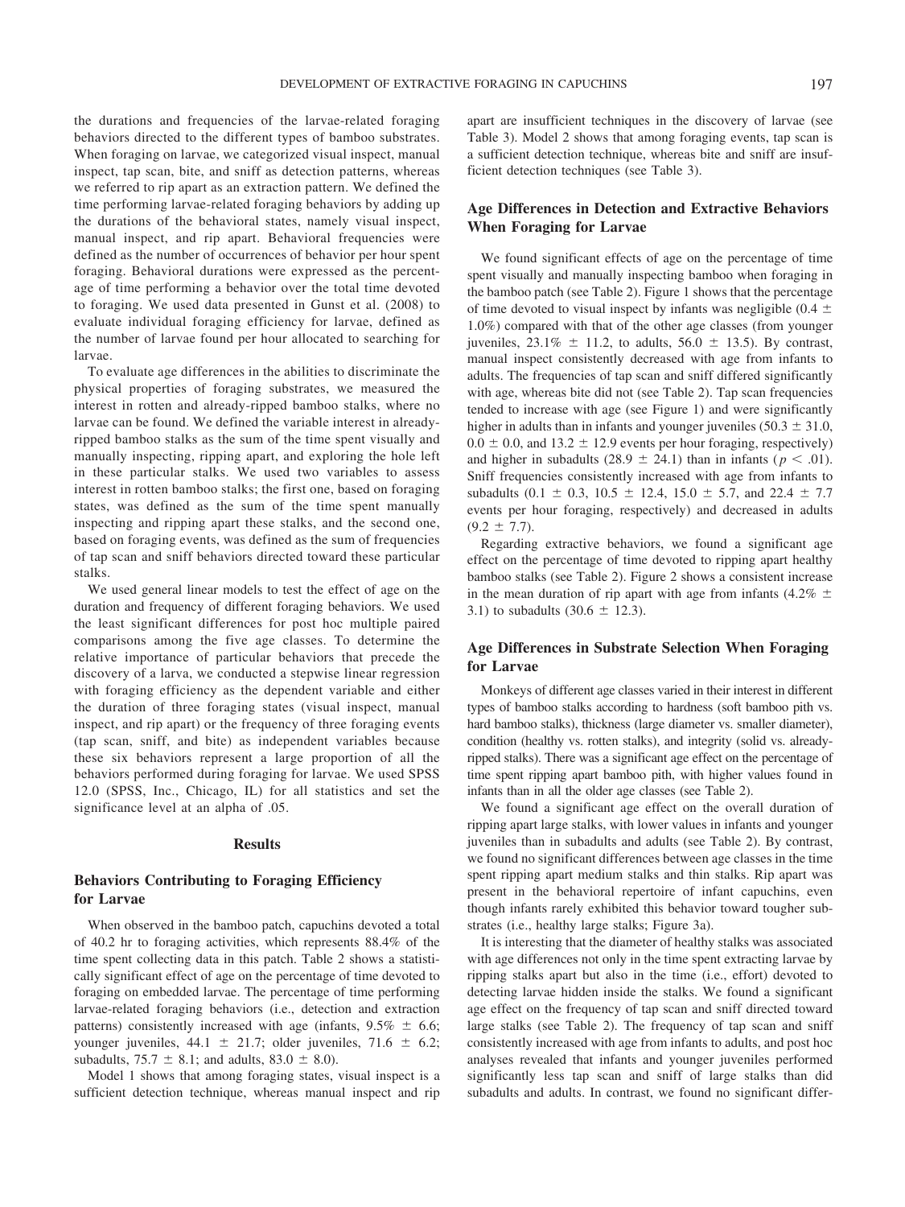the durations and frequencies of the larvae-related foraging behaviors directed to the different types of bamboo substrates. When foraging on larvae, we categorized visual inspect, manual inspect, tap scan, bite, and sniff as detection patterns, whereas we referred to rip apart as an extraction pattern. We defined the time performing larvae-related foraging behaviors by adding up the durations of the behavioral states, namely visual inspect, manual inspect, and rip apart. Behavioral frequencies were defined as the number of occurrences of behavior per hour spent foraging. Behavioral durations were expressed as the percentage of time performing a behavior over the total time devoted to foraging. We used data presented in Gunst et al. (2008) to evaluate individual foraging efficiency for larvae, defined as the number of larvae found per hour allocated to searching for larvae.

To evaluate age differences in the abilities to discriminate the physical properties of foraging substrates, we measured the interest in rotten and already-ripped bamboo stalks, where no larvae can be found. We defined the variable interest in already-ripped bamboo stalks as the sum of the time spent visually and manually inspecting, ripping apart, and exploring the hole left in these particular stalks. We used two variables to assess interest in rotten bamboo stalks; the first one, based on foraging states, was defined as the sum of the time spent manually inspecting and ripping apart these stalks, and the second one, based on foraging events, was defined as the sum of frequencies of tap scan and sniff behaviors directed toward these particular stalks.

We used general linear models to test the effect of age on the duration and frequency of different foraging behaviors. We used the least significant differences for post hoc multiple paired comparisons among the five age classes. To determine the relative importance of particular behaviors that precede the discovery of a larva, we conducted a stepwise linear regression with foraging efficiency as the dependent variable and either the duration of three foraging states (visual inspect, manual inspect, and rip apart) or the frequency of three foraging events (tap scan, sniff, and bite) as independent variables because these six behaviors represent a large proportion of all the behaviors performed during foraging for larvae. We used SPSS 12.0 (SPSS, Inc., Chicago, IL) for all statistics and set the significance level at an alpha of .05.

## Results

### Behaviors Contributing to Foraging Efficiency for Larvae

When observed in the bamboo patch, capuchins devoted a total of 40.2 hr to foraging activities, which represents 88.4% of the time spent collecting data in this patch. Table 2 shows a statistically significant effect of age on the percentage of time devoted to foraging on embedded larvae. The percentage of time performing larvae-related foraging behaviors (i.e., detection and extraction patterns) consistently increased with age (infants, 9.5% $\pm$ 6.6; younger juveniles, 44.1 $\pm$ 21.7; older juveniles, 71.6 $\pm$ 6.2; subadults, 75.7 $\pm$ 8.1; and adults, 83.0 $\pm$ 8.0).

Model 1 shows that among foraging states, visual inspect is a sufficient detection technique, whereas manual inspect and rip apart are insufficient techniques in the discovery of larvae (see Table 3). Model 2 shows that among foraging events, tap scan is a sufficient detection technique, whereas bite and sniff are insufficient detection techniques (see Table 3).

### Age Differences in Detection and Extractive Behaviors When Foraging for Larvae

We found significant effects of age on the percentage of time spent visually and manually inspecting bamboo when foraging in the bamboo patch (see Table 2). Figure 1 shows that the percentage of time devoted to visual inspect by infants was negligible (0.4 $\pm$ 1.0%) compared with that of the other age classes (from younger juveniles, 23.1% $\pm$ 11.2, to adults, 56.0 $\pm$ 13.5). By contrast, manual inspect consistently decreased with age from infants to adults. The frequencies of tap scan and sniff differed significantly with age, whereas bite did not (see Table 2). Tap scan frequencies tended to increase with age (see Figure 1) and were significantly higher in adults than in infants and younger juveniles (50.3 $\pm$ 31.0, 0.0 $\pm$ 0.0, and 13.2 $\pm$ 12.9 events per hour foraging, respectively) and higher in subadults (28.9 $\pm$ 24.1) than in infants ($p < .01$). Sniff frequencies consistently increased with age from infants to subadults (0.1 $\pm$ 0.3, 10.5 $\pm$ 12.4, 15.0 $\pm$ 5.7, and 22.4 $\pm$ 7.7 events per hour foraging, respectively) and decreased in adults (9.2 $\pm$ 7.7).

Regarding extractive behaviors, we found a significant age effect on the percentage of time devoted to ripping apart healthy bamboo stalks (see Table 2). Figure 2 shows a consistent increase in the mean duration of rip apart with age from infants (4.2% $\pm$ 3.1) to subadults (30.6 $\pm$ 12.3).

### Age Differences in Substrate Selection When Foraging for Larvae

Monkeys of different age classes varied in their interest in different types of bamboo stalks according to hardness (soft bamboo pith vs. hard bamboo stalks), thickness (large diameter vs. smaller diameter), condition (healthy vs. rotten stalks), and integrity (solid vs. already-ripped stalks). There was a significant age effect on the percentage of time spent ripping apart bamboo pith, with higher values found in infants than in all the older age classes (see Table 2).

We found a significant age effect on the overall duration of ripping apart large stalks, with lower values in infants and younger juveniles than in subadults and adults (see Table 2). By contrast, we found no significant differences between age classes in the time spent ripping apart medium stalks and thin stalks. Rip apart was present in the behavioral repertoire of infant capuchins, even though infants rarely exhibited this behavior toward tougher substrates (i.e., healthy large stalks; Figure 3a).

It is interesting that the diameter of healthy stalks was associated with age differences not only in the time spent extracting larvae by ripping stalks apart but also in the time (i.e., effort) devoted to detecting larvae hidden inside the stalks. We found a significant age effect on the frequency of tap scan and sniff directed toward large stalks (see Table 2). The frequency of tap scan and sniff consistently increased with age from infants to adults, and post hoc analyses revealed that infants and younger juveniles performed significantly less tap scan and sniff of large stalks than did subadults and adults. In contrast, we found no significant differ-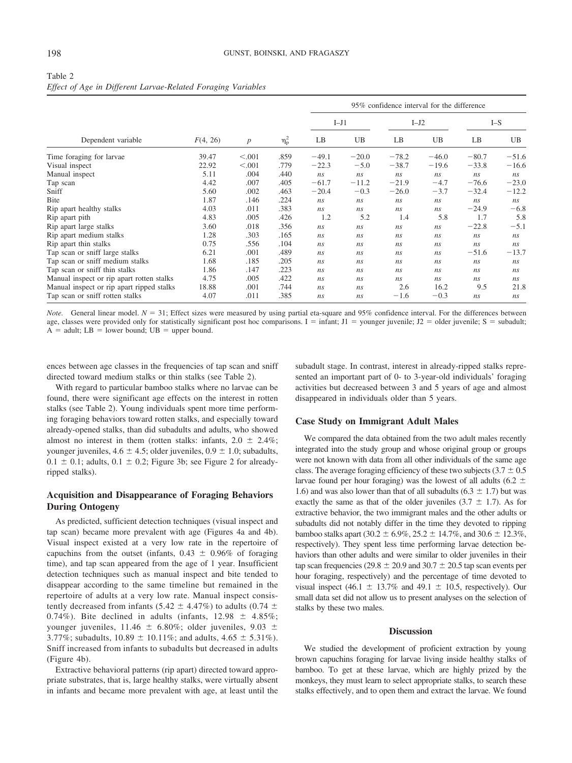Table 2
*Effect of Age in Different Larvae-Related Foraging Variables*

| Dependent variable | $F(4, 26)$ | $p$ | $\eta^2_p$ | 95% confidence interval for the difference | | | | | |
|---|---|---|---|---|---|---|---|---|---|
| | | | | I–J1 | | I–J2 | | I–S | |
| | | | | LB | UB | LB | UB | LB | UB |
| Time foraging for larvae | 39.47 | <.001 | .859 | −49.1 | −20.0 | −78.2 | −46.0 | −80.7 | −51.6 |
| Visual inspect | 22.92 | <.001 | .779 | −22.3 | −5.0 | −38.7 | −19.6 | −33.8 | −16.6 |
| Manual inspect | 5.11 | .004 | .440 | *ns* | *ns* | *ns* | *ns* | *ns* | *ns* |
| Tap scan | 4.42 | .007 | .405 | −61.7 | −11.2 | −21.9 | −4.7 | −76.6 | −23.0 |
| Sniff | 5.60 | .002 | .463 | −20.4 | −0.3 | −26.0 | −3.7 | −32.4 | −12.2 |
| Bite | 1.87 | .146 | .224 | *ns* | *ns* | *ns* | *ns* | *ns* | *ns* |
| Rip apart healthy stalks | 4.03 | .011 | .383 | *ns* | *ns* | *ns* | *ns* | −24.9 | −6.8 |
| Rip apart pith | 4.83 | .005 | .426 | 1.2 | 5.2 | 1.4 | 5.8 | 1.7 | 5.8 |
| Rip apart large stalks | 3.60 | .018 | .356 | *ns* | *ns* | *ns* | *ns* | −22.8 | −5.1 |
| Rip apart medium stalks | 1.28 | .303 | .165 | *ns* | *ns* | *ns* | *ns* | *ns* | *ns* |
| Rip apart thin stalks | 0.75 | .556 | .104 | *ns* | *ns* | *ns* | *ns* | *ns* | *ns* |
| Tap scan or sniff large stalks | 6.21 | .001 | .489 | *ns* | *ns* | *ns* | *ns* | −51.6 | −13.7 |
| Tap scan or sniff medium stalks | 1.68 | .185 | .205 | *ns* | *ns* | *ns* | *ns* | *ns* | *ns* |
| Tap scan or sniff thin stalks | 1.86 | .147 | .223 | *ns* | *ns* | *ns* | *ns* | *ns* | *ns* |
| Manual inspect or rip apart rotten stalks | 4.75 | .005 | .422 | *ns* | *ns* | *ns* | *ns* | *ns* | *ns* |
| Manual inspect or rip apart ripped stalks | 18.88 | .001 | .744 | *ns* | *ns* | 2.6 | 16.2 | 9.5 | 21.8 |
| Tap scan or sniff rotten stalks | 4.07 | .011 | .385 | *ns* | *ns* | −1.6 | −0.3 | *ns* | *ns* |

*Note.* General linear model. $N = 31$; Effect sizes were measured by using partial eta-square and 95% confidence interval. For the differences between age, classes were provided only for statistically significant post hoc comparisons. I = infant; J1 = younger juvenile; J2 = older juvenile; S = subadult; A = adult; LB = lower bound; UB = upper bound.

ences between age classes in the frequencies of tap scan and sniff directed toward medium stalks or thin stalks (see Table 2).

With regard to particular bamboo stalks where no larvae can be found, there were significant age effects on the interest in rotten stalks (see Table 2). Young individuals spent more time performing foraging behaviors toward rotten stalks, and especially toward already-opened stalks, than did subadults and adults, who showed almost no interest in them (rotten stalks: infants, 2.0 ± 2.4%; younger juveniles, 4.6 ± 4.5; older juveniles, 0.9 ± 1.0; subadults, 0.1 ± 0.1; adults, 0.1 ± 0.2; Figure 3b; see Figure 2 for already-ripped stalks).

## Acquisition and Disappearance of Foraging Behaviors During Ontogeny

As predicted, sufficient detection techniques (visual inspect and tap scan) became more prevalent with age (Figures 4a and 4b). Visual inspect existed at a very low rate in the repertoire of capuchins from the outset (infants, 0.43 ± 0.96% of foraging time), and tap scan appeared from the age of 1 year. Insufficient detection techniques such as manual inspect and bite tended to disappear according to the same timeline but remained in the repertoire of adults at a very low rate. Manual inspect consistently decreased from infants (5.42 ± 4.47%) to adults (0.74 ± 0.74%). Bite declined in adults (infants, 12.98 ± 4.85%; younger juveniles, 11.46 ± 6.80%; older juveniles, 9.03 ± 3.77%; subadults, 10.89 ± 10.11%; and adults, 4.65 ± 5.31%). Sniff increased from infants to subadults but decreased in adults (Figure 4b).

Extractive behavioral patterns (rip apart) directed toward appropriate substrates, that is, large healthy stalks, were virtually absent in infants and became more prevalent with age, at least until the subadult stage. In contrast, interest in already-ripped stalks represented an important part of 0- to 3-year-old individuals' foraging activities but decreased between 3 and 5 years of age and almost disappeared in individuals older than 5 years.

## Case Study on Immigrant Adult Males

We compared the data obtained from the two adult males recently integrated into the study group and whose original group or groups were not known with data from all other individuals of the same age class. The average foraging efficiency of these two subjects (3.7 ± 0.5 larvae found per hour foraging) was the lowest of all adults (6.2 ± 1.6) and was also lower than that of all subadults (6.3 ± 1.7) but was exactly the same as that of the older juveniles (3.7 ± 1.7). As for extractive behavior, the two immigrant males and the other adults or subadults did not notably differ in the time they devoted to ripping bamboo stalks apart (30.2 ± 6.9%, 25.2 ± 14.7%, and 30.6 ± 12.3%, respectively). They spent less time performing larvae detection behaviors than other adults and were similar to older juveniles in their tap scan frequencies (29.8 ± 20.9 and 30.7 ± 20.5 tap scan events per hour foraging, respectively) and the percentage of time devoted to visual inspect (46.1 ± 13.7% and 49.1 ± 10.5, respectively). Our small data set did not allow us to present analyses on the selection of stalks by these two males.

## Discussion

We studied the development of proficient extraction by young brown capuchins foraging for larvae living inside healthy stalks of bamboo. To get at these larvae, which are highly prized by the monkeys, they must learn to select appropriate stalks, to search these stalks effectively, and to open them and extract the larvae. We found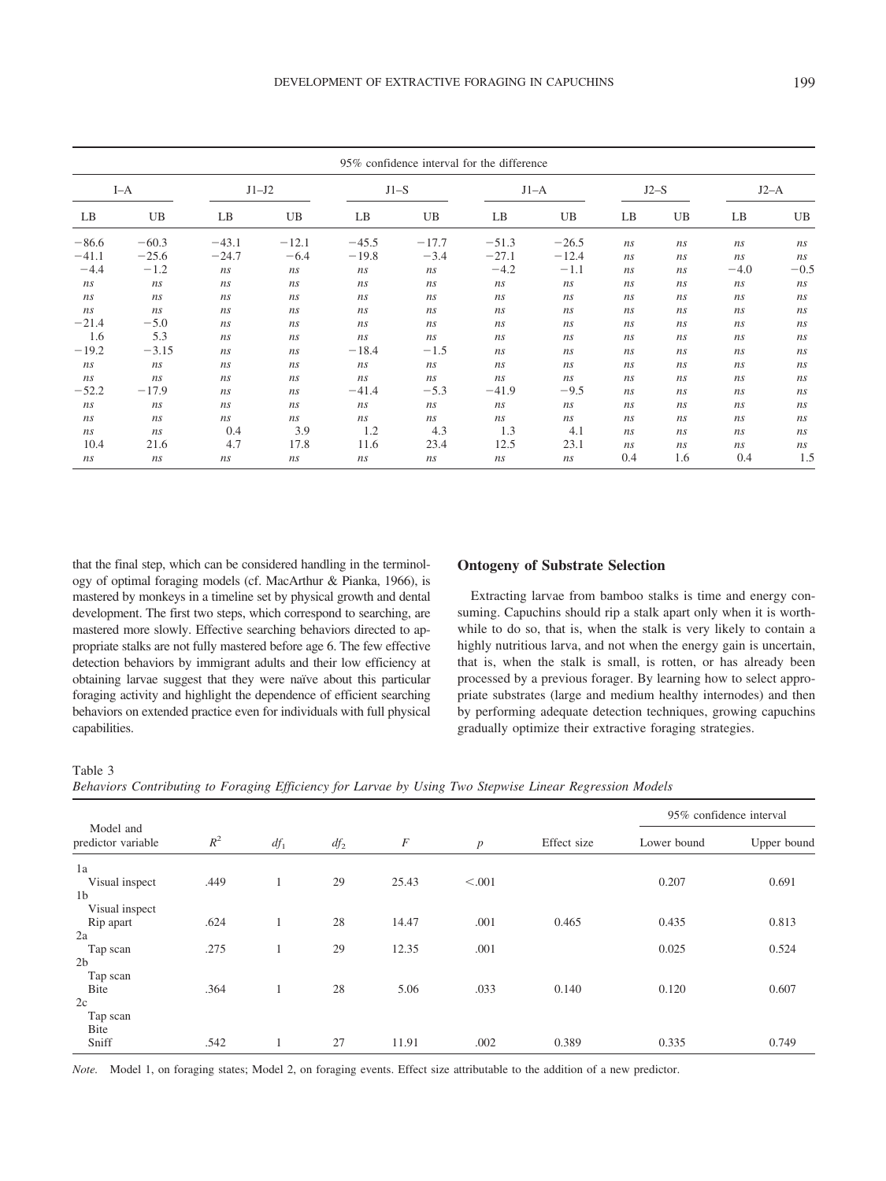| 95% confidence interval for the difference | | | | | | | | | | | |
|---|---|---|---|---|---|---|---|---|---|---|---|
| I–A | | J1–J2 | | J1–S | | J1–A | | J2–S | | J2–A | |
| LB | UB | LB | UB | LB | UB | LB | UB | LB | UB | LB | UB |
| −86.6 | −60.3 | −43.1 | −12.1 | −45.5 | −17.7 | −51.3 | −26.5 | *ns* | *ns* | *ns* | *ns* |
| −41.1 | −25.6 | −24.7 | −6.4 | −19.8 | −3.4 | −27.1 | −12.4 | *ns* | *ns* | *ns* | *ns* |
| −4.4 | −1.2 | *ns* | *ns* | *ns* | *ns* | −4.2 | −1.1 | *ns* | *ns* | −4.0 | −0.5 |
| *ns* | *ns* | *ns* | *ns* | *ns* | *ns* | *ns* | *ns* | *ns* | *ns* | *ns* | *ns* |
| *ns* | *ns* | *ns* | *ns* | *ns* | *ns* | *ns* | *ns* | *ns* | *ns* | *ns* | *ns* |
| *ns* | *ns* | *ns* | *ns* | *ns* | *ns* | *ns* | *ns* | *ns* | *ns* | *ns* | *ns* |
| −21.4 | −5.0 | *ns* | *ns* | *ns* | *ns* | *ns* | *ns* | *ns* | *ns* | *ns* | *ns* |
| 1.6 | 5.3 | *ns* | *ns* | *ns* | *ns* | *ns* | *ns* | *ns* | *ns* | *ns* | *ns* |
| −19.2 | −3.15 | *ns* | *ns* | −18.4 | −1.5 | *ns* | *ns* | *ns* | *ns* | *ns* | *ns* |
| *ns* | *ns* | *ns* | *ns* | *ns* | *ns* | *ns* | *ns* | *ns* | *ns* | *ns* | *ns* |
| *ns* | *ns* | *ns* | *ns* | *ns* | *ns* | *ns* | *ns* | *ns* | *ns* | *ns* | *ns* |
| −52.2 | −17.9 | *ns* | *ns* | −41.4 | −5.3 | −41.9 | −9.5 | *ns* | *ns* | *ns* | *ns* |
| *ns* | *ns* | *ns* | *ns* | *ns* | *ns* | *ns* | *ns* | *ns* | *ns* | *ns* | *ns* |
| *ns* | *ns* | *ns* | *ns* | *ns* | *ns* | *ns* | *ns* | *ns* | *ns* | *ns* | *ns* |
| *ns* | *ns* | 0.4 | 3.9 | 1.2 | 4.3 | 1.3 | 4.1 | *ns* | *ns* | *ns* | *ns* |
| 10.4 | 21.6 | 4.7 | 17.8 | 11.6 | 23.4 | 12.5 | 23.1 | *ns* | *ns* | *ns* | *ns* |
| *ns* | *ns* | *ns* | *ns* | *ns* | *ns* | *ns* | *ns* | 0.4 | 1.6 | 0.4 | 1.5 |

that the final step, which can be considered handling in the terminology of optimal foraging models (cf. MacArthur & Pianka, 1966), is mastered by monkeys in a timeline set by physical growth and dental development. The first two steps, which correspond to searching, are mastered more slowly. Effective searching behaviors directed to appropriate stalks are not fully mastered before age 6. The few effective detection behaviors by immigrant adults and their low efficiency at obtaining larvae suggest that they were naïve about this particular foraging activity and highlight the dependence of efficient searching behaviors on extended practice even for individuals with full physical capabilities.

### Ontogeny of Substrate Selection

Extracting larvae from bamboo stalks is time and energy consuming. Capuchins should rip a stalk apart only when it is worthwhile to do so, that is, when the stalk is very likely to contain a highly nutritious larva, and not when the energy gain is uncertain, that is, when the stalk is small, is rotten, or has already been processed by a previous forager. By learning how to select appropriate substrates (large and medium healthy internodes) and then by performing adequate detection techniques, growing capuchins gradually optimize their extractive foraging strategies.

Table 3
*Behaviors Contributing to Foraging Efficiency for Larvae by Using Two Stepwise Linear Regression Models*

| Model and predictor variable | $R^2$ | $df_1$ | $df_2$ | $F$ | $p$ | Effect size | 95% confidence interval Lower bound | Upper bound |
|---|---|---|---|---|---|---|---|---|
| 1a | | | | | | | | |
| Visual inspect | .449 | 1 | 29 | 25.43 | <.001 | | 0.207 | 0.691 |
| 1b | | | | | | | | |
| Visual inspect | | | | | | | | |
| Rip apart | .624 | 1 | 28 | 14.47 | .001 | 0.465 | 0.435 | 0.813 |
| 2a | | | | | | | | |
| Tap scan | .275 | 1 | 29 | 12.35 | .001 | | 0.025 | 0.524 |
| 2b | | | | | | | | |
| Tap scan | | | | | | | | |
| Bite | .364 | 1 | 28 | 5.06 | .033 | 0.140 | 0.120 | 0.607 |
| 2c | | | | | | | | |
| Tap scan | | | | | | | | |
| Bite | | | | | | | | |
| Sniff | .542 | 1 | 27 | 11.91 | .002 | 0.389 | 0.335 | 0.749 |

*Note.* Model 1, on foraging states; Model 2, on foraging events. Effect size attributable to the addition of a new predictor.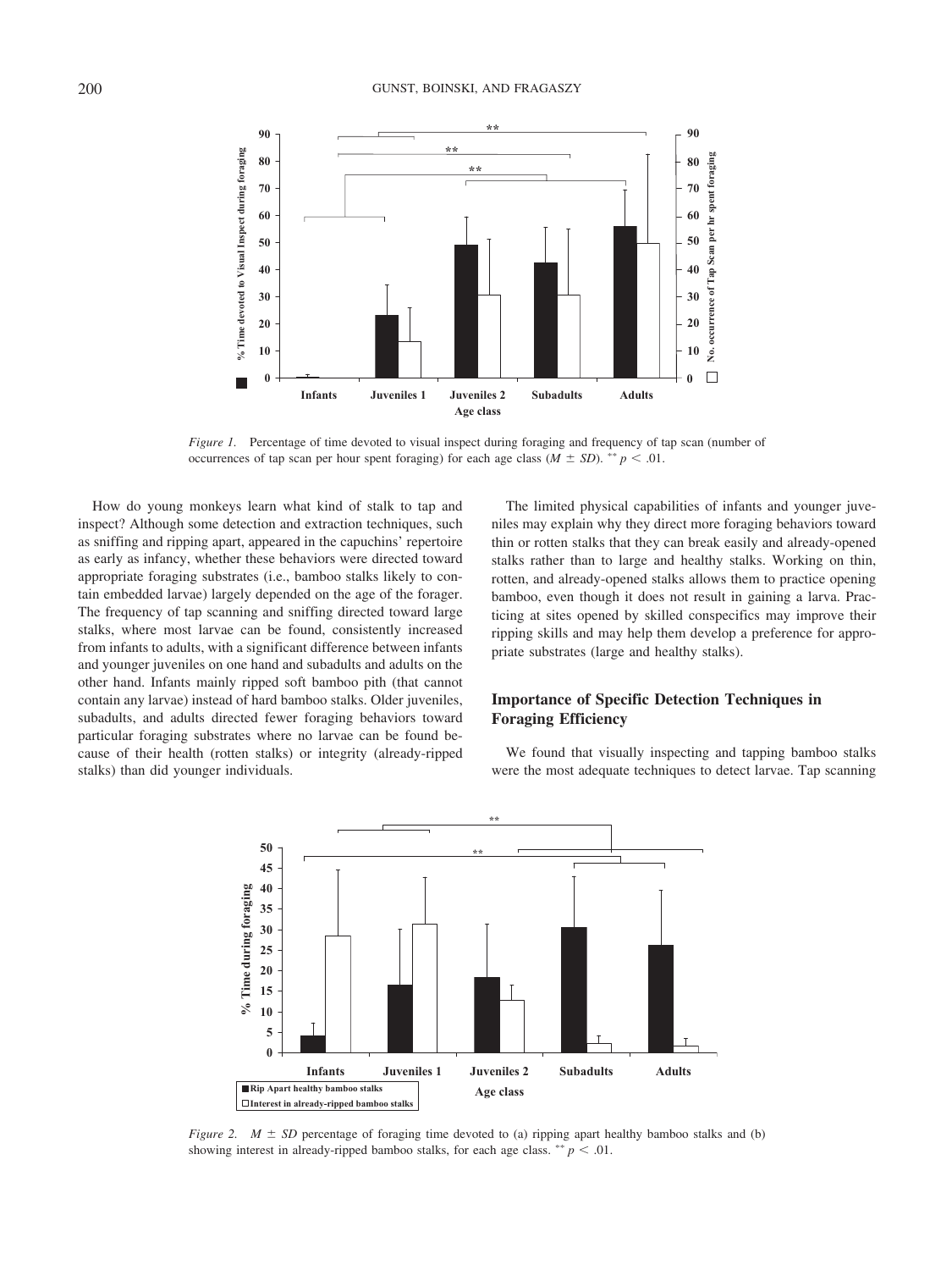*Figure 1.* Percentage of time devoted to visual inspect during foraging and frequency of tap scan (number of occurrences of tap scan per hour spent foraging) for each age class ($M \pm SD$). ** $p < .01$.

How do young monkeys learn what kind of stalk to tap and inspect? Although some detection and extraction techniques, such as sniffing and ripping apart, appeared in the capuchins' repertoire as early as infancy, whether these behaviors were directed toward appropriate foraging substrates (i.e., bamboo stalks likely to contain embedded larvae) largely depended on the age of the forager. The frequency of tap scanning and sniffing directed toward large stalks, where most larvae can be found, consistently increased from infants to adults, with a significant difference between infants and younger juveniles on one hand and subadults and adults on the other hand. Infants mainly ripped soft bamboo pith (that cannot contain any larvae) instead of hard bamboo stalks. Older juveniles, subadults, and adults directed fewer foraging behaviors toward particular foraging substrates where no larvae can be found because of their health (rotten stalks) or integrity (already-ripped stalks) than did younger individuals.

The limited physical capabilities of infants and younger juveniles may explain why they direct more foraging behaviors toward thin or rotten stalks that they can break easily and already-opened stalks rather than to large and healthy stalks. Working on thin, rotten, and already-opened stalks allows them to practice opening bamboo, even though it does not result in gaining a larva. Practicing at sites opened by skilled conspecifics may improve their ripping skills and may help them develop a preference for appropriate substrates (large and healthy stalks).

## Importance of Specific Detection Techniques in Foraging Efficiency

We found that visually inspecting and tapping bamboo stalks were the most adequate techniques to detect larvae. Tap scanning

*Figure 2.* $M \pm SD$ percentage of foraging time devoted to (a) ripping apart healthy bamboo stalks and (b) showing interest in already-ripped bamboo stalks, for each age class. ** $p < .01$.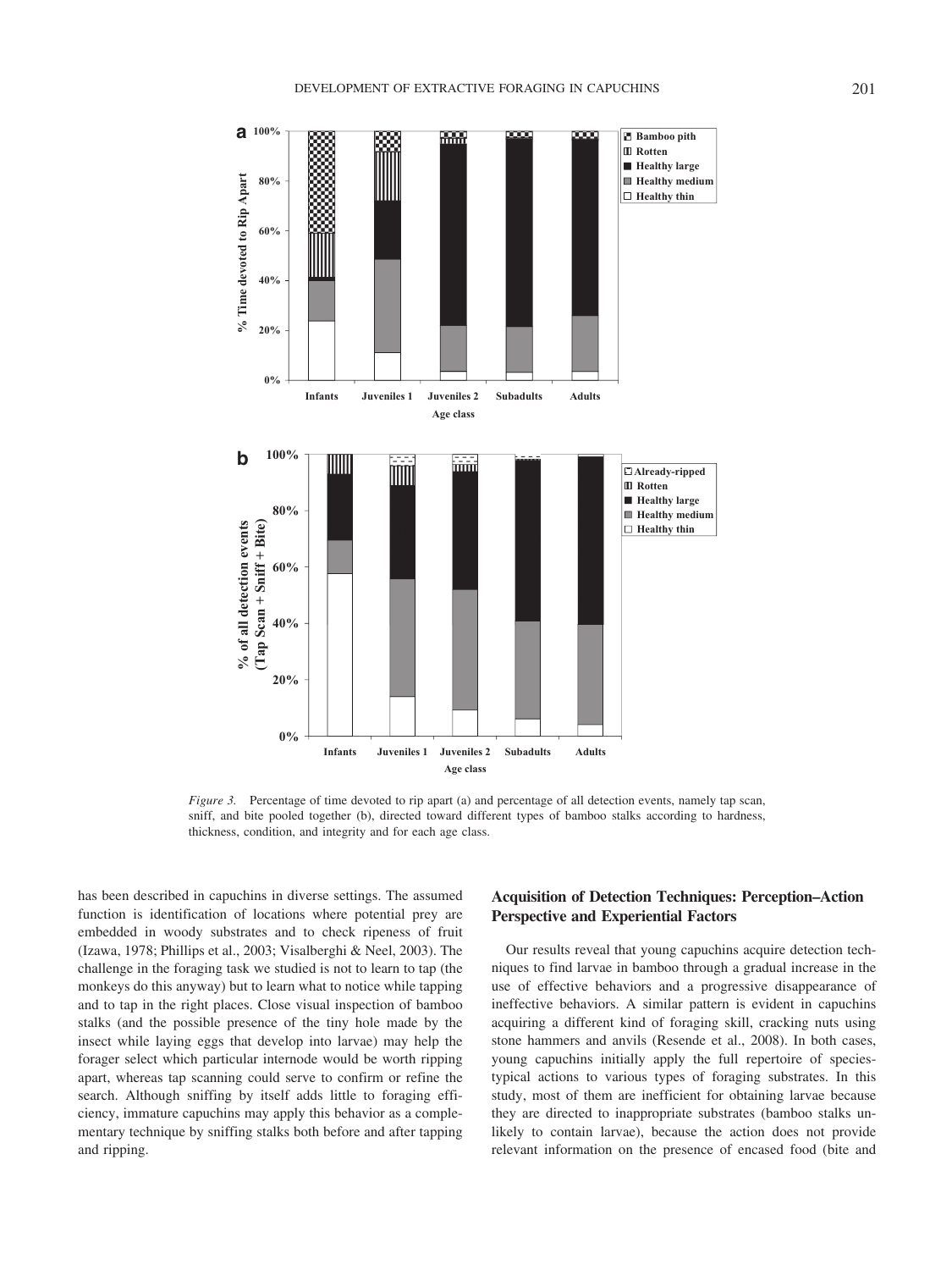*Figure 3.* Percentage of time devoted to rip apart (a) and percentage of all detection events, namely tap scan, sniff, and bite pooled together (b), directed toward different types of bamboo stalks according to hardness, thickness, condition, and integrity and for each age class.

has been described in capuchins in diverse settings. The assumed function is identification of locations where potential prey are embedded in woody substrates and to check ripeness of fruit (Izawa, 1978; Phillips et al., 2003; Visalberghi & Neel, 2003). The challenge in the foraging task we studied is not to learn to tap (the monkeys do this anyway) but to learn what to notice while tapping and to tap in the right places. Close visual inspection of bamboo stalks (and the possible presence of the tiny hole made by the insect while laying eggs that develop into larvae) may help the forager select which particular internode would be worth ripping apart, whereas tap scanning could serve to confirm or refine the search. Although sniffing by itself adds little to foraging efficiency, immature capuchins may apply this behavior as a complementary technique by sniffing stalks both before and after tapping and ripping.

## Acquisition of Detection Techniques: Perception–Action Perspective and Experiential Factors

Our results reveal that young capuchins acquire detection techniques to find larvae in bamboo through a gradual increase in the use of effective behaviors and a progressive disappearance of ineffective behaviors. A similar pattern is evident in capuchins acquiring a different kind of foraging skill, cracking nuts using stone hammers and anvils (Resende et al., 2008). In both cases, young capuchins initially apply the full repertoire of species-typical actions to various types of foraging substrates. In this study, most of them are inefficient for obtaining larvae because they are directed to inappropriate substrates (bamboo stalks unlikely to contain larvae), because the action does not provide relevant information on the presence of encased food (bite and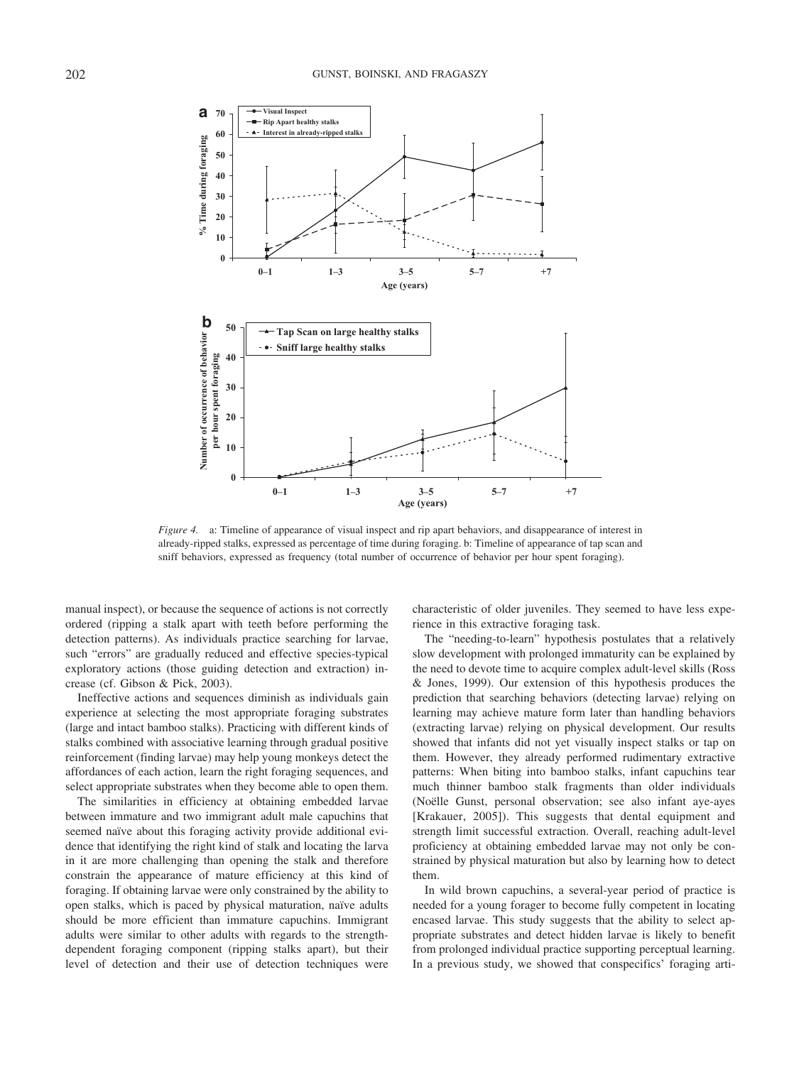a

% Time during foraging

70
60
50
40
30
20
10
0

Visual Inspect
Rip Apart healthy stalks
Interest in already-ripped stalks

0–1
1–3
3–5
5–7
+7

Age (years)

b

Number of occurrence of behavior per hour spent foraging

50
40
30
20
10
0

Tap Scan on large healthy stalks
Sniff large healthy stalks

0–1
1–3
3–5
5–7
+7

Age (years)

*Figure 4.* a: Timeline of appearance of visual inspect and rip apart behaviors, and disappearance of interest in already-ripped stalks, expressed as percentage of time during foraging. b: Timeline of appearance of tap scan and sniff behaviors, expressed as frequency (total number of occurrence of behavior per hour spent foraging).

manual inspect), or because the sequence of actions is not correctly ordered (ripping a stalk apart with teeth before performing the detection patterns). As individuals practice searching for larvae, such "errors" are gradually reduced and effective species-typical exploratory actions (those guiding detection and extraction) increase (cf. Gibson & Pick, 2003).

Ineffective actions and sequences diminish as individuals gain experience at selecting the most appropriate foraging substrates (large and intact bamboo stalks). Practicing with different kinds of stalks combined with associative learning through gradual positive reinforcement (finding larvae) may help young monkeys detect the affordances of each action, learn the right foraging sequences, and select appropriate substrates when they become able to open them.

The similarities in efficiency at obtaining embedded larvae between immature and two immigrant adult male capuchins that seemed naïve about this foraging activity provide additional evidence that identifying the right kind of stalk and locating the larva in it are more challenging than opening the stalk and therefore constrain the appearance of mature efficiency at this kind of foraging. If obtaining larvae were only constrained by the ability to open stalks, which is paced by physical maturation, naïve adults should be more efficient than immature capuchins. Immigrant adults were similar to other adults with regards to the strength-dependent foraging component (ripping stalks apart), but their level of detection and their use of detection techniques were characteristic of older juveniles. They seemed to have less experience in this extractive foraging task.

The "needing-to-learn" hypothesis postulates that a relatively slow development with prolonged immaturity can be explained by the need to devote time to acquire complex adult-level skills (Ross & Jones, 1999). Our extension of this hypothesis produces the prediction that searching behaviors (detecting larvae) relying on learning may achieve mature form later than handling behaviors (extracting larvae) relying on physical development. Our results showed that infants did not yet visually inspect stalks or tap on them. However, they already performed rudimentary extractive patterns: When biting into bamboo stalks, infant capuchins tear much thinner bamboo stalk fragments than older individuals (Noëlle Gunst, personal observation; see also infant aye-ayes [Krakauer, 2005]). This suggests that dental equipment and strength limit successful extraction. Overall, reaching adult-level proficiency at obtaining embedded larvae may not only be constrained by physical maturation but also by learning how to detect them.

In wild brown capuchins, a several-year period of practice is needed for a young forager to become fully competent in locating encased larvae. This study suggests that the ability to select appropriate substrates and detect hidden larvae is likely to benefit from prolonged individual practice supporting perceptual learning. In a previous study, we showed that conspecifics' foraging arti-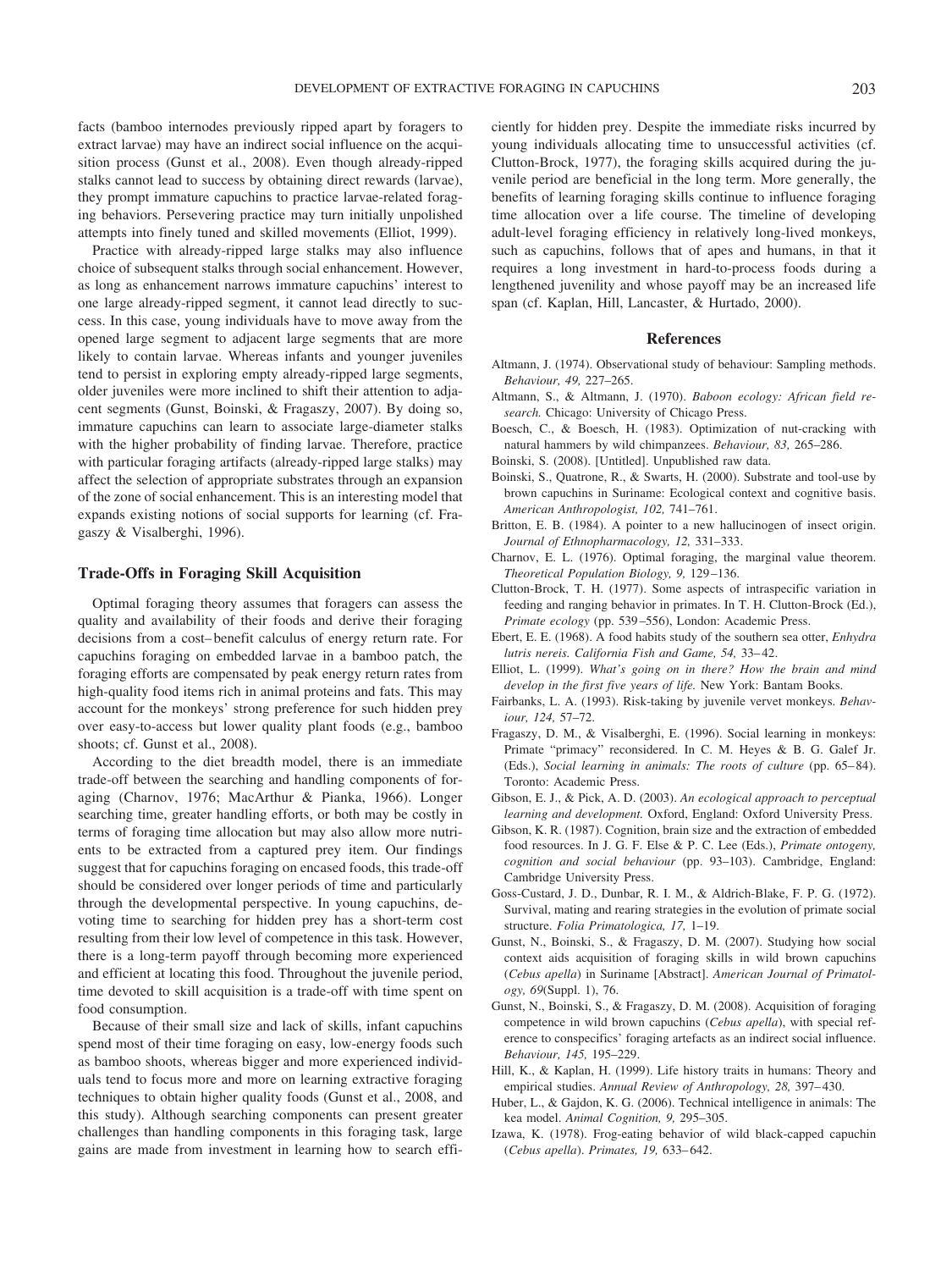facts (bamboo internodes previously ripped apart by foragers to extract larvae) may have an indirect social influence on the acquisition process (Gunst et al., 2008). Even though already-ripped stalks cannot lead to success by obtaining direct rewards (larvae), they prompt immature capuchins to practice larvae-related foraging behaviors. Persevering practice may turn initially unpolished attempts into finely tuned and skilled movements (Elliot, 1999).

Practice with already-ripped large stalks may also influence choice of subsequent stalks through social enhancement. However, as long as enhancement narrows immature capuchins' interest to one large already-ripped segment, it cannot lead directly to success. In this case, young individuals have to move away from the opened large segment to adjacent large segments that are more likely to contain larvae. Whereas infants and younger juveniles tend to persist in exploring empty already-ripped large segments, older juveniles were more inclined to shift their attention to adjacent segments (Gunst, Boinski, & Fragaszy, 2007). By doing so, immature capuchins can learn to associate large-diameter stalks with the higher probability of finding larvae. Therefore, practice with particular foraging artifacts (already-ripped large stalks) may affect the selection of appropriate substrates through an expansion of the zone of social enhancement. This is an interesting model that expands existing notions of social supports for learning (cf. Fragaszy & Visalberghi, 1996).

## Trade-Offs in Foraging Skill Acquisition

Optimal foraging theory assumes that foragers can assess the quality and availability of their foods and derive their foraging decisions from a cost–benefit calculus of energy return rate. For capuchins foraging on embedded larvae in a bamboo patch, the foraging efforts are compensated by peak energy return rates from high-quality food items rich in animal proteins and fats. This may account for the monkeys' strong preference for such hidden prey over easy-to-access but lower quality plant foods (e.g., bamboo shoots; cf. Gunst et al., 2008).

According to the diet breadth model, there is an immediate trade-off between the searching and handling components of foraging (Charnov, 1976; MacArthur & Pianka, 1966). Longer searching time, greater handling efforts, or both may be costly in terms of foraging time allocation but may also allow more nutrients to be extracted from a captured prey item. Our findings suggest that for capuchins foraging on encased foods, this trade-off should be considered over longer periods of time and particularly through the developmental perspective. In young capuchins, devoting time to searching for hidden prey has a short-term cost resulting from their low level of competence in this task. However, there is a long-term payoff through becoming more experienced and efficient at locating this food. Throughout the juvenile period, time devoted to skill acquisition is a trade-off with time spent on food consumption.

Because of their small size and lack of skills, infant capuchins spend most of their time foraging on easy, low-energy foods such as bamboo shoots, whereas bigger and more experienced individuals tend to focus more and more on learning extractive foraging techniques to obtain higher quality foods (Gunst et al., 2008, and this study). Although searching components can present greater challenges than handling components in this foraging task, large gains are made from investment in learning how to search efficiently for hidden prey. Despite the immediate risks incurred by young individuals allocating time to unsuccessful activities (cf. Clutton-Brock, 1977), the foraging skills acquired during the juvenile period are beneficial in the long term. More generally, the benefits of learning foraging skills continue to influence foraging time allocation over a life course. The timeline of developing adult-level foraging efficiency in relatively long-lived monkeys, such as capuchins, follows that of apes and humans, in that it requires a long investment in hard-to-process foods during a lengthened juvenility and whose payoff may be an increased life span (cf. Kaplan, Hill, Lancaster, & Hurtado, 2000).

## References

Altmann, J. (1974). Observational study of behaviour: Sampling methods. *Behaviour, 49,* 227–265.

Altmann, S., & Altmann, J. (1970). *Baboon ecology: African field research.* Chicago: University of Chicago Press.

Boesch, C., & Boesch, H. (1983). Optimization of nut-cracking with natural hammers by wild chimpanzees. *Behaviour, 83,* 265–286.

Boinski, S. (2008). [Untitled]. Unpublished raw data.

Boinski, S., Quatrone, R., & Swarts, H. (2000). Substrate and tool-use by brown capuchins in Suriname: Ecological context and cognitive basis. *American Anthropologist, 102,* 741–761.

Britton, E. B. (1984). A pointer to a new hallucinogen of insect origin. *Journal of Ethnopharmacology, 12,* 331–333.

Charnov, E. L. (1976). Optimal foraging, the marginal value theorem. *Theoretical Population Biology, 9,* 129–136.

Clutton-Brock, T. H. (1977). Some aspects of intraspecific variation in feeding and ranging behavior in primates. In T. H. Clutton-Brock (Ed.), *Primate ecology* (pp. 539–556), London: Academic Press.

Ebert, E. E. (1968). A food habits study of the southern sea otter, *Enhydra lutris nereis. California Fish and Game, 54,* 33–42.

Elliot, L. (1999). *What's going on in there? How the brain and mind develop in the first five years of life.* New York: Bantam Books.

Fairbanks, L. A. (1993). Risk-taking by juvenile vervet monkeys. *Behaviour, 124,* 57–72.

Fragaszy, D. M., & Visalberghi, E. (1996). Social learning in monkeys: Primate "primacy" reconsidered. In C. M. Heyes & B. G. Galef Jr. (Eds.), *Social learning in animals: The roots of culture* (pp. 65–84). Toronto: Academic Press.

Gibson, E. J., & Pick, A. D. (2003). *An ecological approach to perceptual learning and development.* Oxford, England: Oxford University Press.

Gibson, K. R. (1987). Cognition, brain size and the extraction of embedded food resources. In J. G. F. Else & P. C. Lee (Eds.), *Primate ontogeny, cognition and social behaviour* (pp. 93–103). Cambridge, England: Cambridge University Press.

Goss-Custard, J. D., Dunbar, R. I. M., & Aldrich-Blake, F. P. G. (1972). Survival, mating and rearing strategies in the evolution of primate social structure. *Folia Primatologica, 17,* 1–19.

Gunst, N., Boinski, S., & Fragaszy, D. M. (2007). Studying how social context aids acquisition of foraging skills in wild brown capuchins (*Cebus apella*) in Suriname [Abstract]. *American Journal of Primatology, 69*(Suppl. 1), 76.

Gunst, N., Boinski, S., & Fragaszy, D. M. (2008). Acquisition of foraging competence in wild brown capuchins (*Cebus apella*), with special reference to conspecifics' foraging artefacts as an indirect social influence. *Behaviour, 145,* 195–229.

Hill, K., & Kaplan, H. (1999). Life history traits in humans: Theory and empirical studies. *Annual Review of Anthropology, 28,* 397–430.

Huber, L., & Gajdon, K. G. (2006). Technical intelligence in animals: The kea model. *Animal Cognition, 9,* 295–305.

Izawa, K. (1978). Frog-eating behavior of wild black-capped capuchin (*Cebus apella*). *Primates, 19,* 633–642.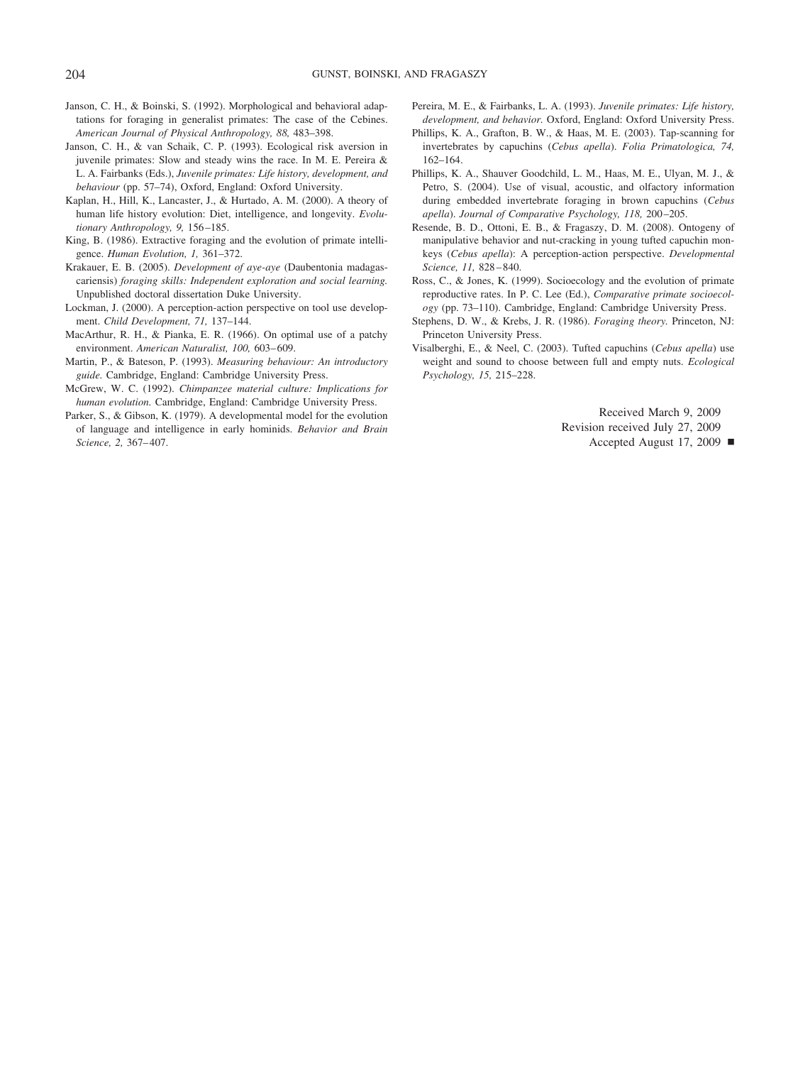Janson, C. H., & Boinski, S. (1992). Morphological and behavioral adaptations for foraging in generalist primates: The case of the Cebines. *American Journal of Physical Anthropology, 88,* 483–398.

Janson, C. H., & van Schaik, C. P. (1993). Ecological risk aversion in juvenile primates: Slow and steady wins the race. In M. E. Pereira & L. A. Fairbanks (Eds.), *Juvenile primates: Life history, development, and behaviour* (pp. 57–74), Oxford, England: Oxford University.

Kaplan, H., Hill, K., Lancaster, J., & Hurtado, A. M. (2000). A theory of human life history evolution: Diet, intelligence, and longevity. *Evolutionary Anthropology, 9,* 156–185.

King, B. (1986). Extractive foraging and the evolution of primate intelligence. *Human Evolution, 1,* 361–372.

Krakauer, E. B. (2005). *Development of aye-aye* (Daubentonia madagascariensis) *foraging skills: Independent exploration and social learning.* Unpublished doctoral dissertation Duke University.

Lockman, J. (2000). A perception-action perspective on tool use development. *Child Development, 71,* 137–144.

MacArthur, R. H., & Pianka, E. R. (1966). On optimal use of a patchy environment. *American Naturalist, 100,* 603–609.

Martin, P., & Bateson, P. (1993). *Measuring behaviour: An introductory guide.* Cambridge, England: Cambridge University Press.

McGrew, W. C. (1992). *Chimpanzee material culture: Implications for human evolution.* Cambridge, England: Cambridge University Press.

Parker, S., & Gibson, K. (1979). A developmental model for the evolution of language and intelligence in early hominids. *Behavior and Brain Science, 2,* 367–407.

Pereira, M. E., & Fairbanks, L. A. (1993). *Juvenile primates: Life history, development, and behavior.* Oxford, England: Oxford University Press.

Phillips, K. A., Grafton, B. W., & Haas, M. E. (2003). Tap-scanning for invertebrates by capuchins (*Cebus apella*). *Folia Primatologica, 74,* 162–164.

Phillips, K. A., Shauver Goodchild, L. M., Haas, M. E., Ulyan, M. J., & Petro, S. (2004). Use of visual, acoustic, and olfactory information during embedded invertebrate foraging in brown capuchins (*Cebus apella*). *Journal of Comparative Psychology, 118,* 200–205.

Resende, B. D., Ottoni, E. B., & Fragaszy, D. M. (2008). Ontogeny of manipulative behavior and nut-cracking in young tufted capuchin monkeys (*Cebus apella*): A perception-action perspective. *Developmental Science, 11,* 828–840.

Ross, C., & Jones, K. (1999). Socioecology and the evolution of primate reproductive rates. In P. C. Lee (Ed.), *Comparative primate socioecology* (pp. 73–110). Cambridge, England: Cambridge University Press.

Stephens, D. W., & Krebs, J. R. (1986). *Foraging theory.* Princeton, NJ: Princeton University Press.

Visalberghi, E., & Neel, C. (2003). Tufted capuchins (*Cebus apella*) use weight and sound to choose between full and empty nuts. *Ecological Psychology, 15,* 215–228.

Received March 9, 2009
Revision received July 27, 2009
Accepted August 17, 2009 ■